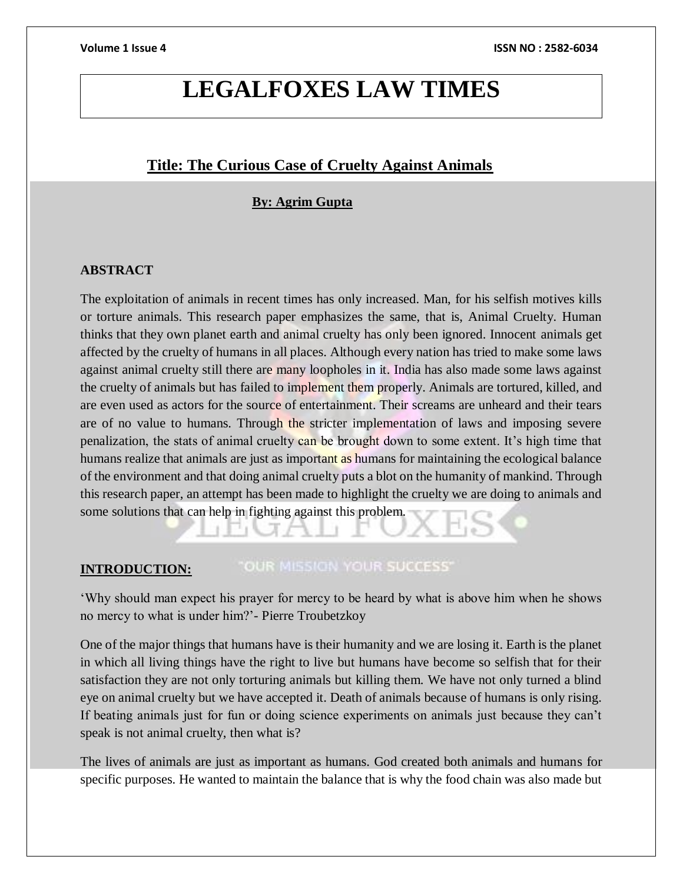# LEGALFOXES LAW TIMES

## Title: The Curious Case of Cruelty Against Animals

**By: Agrim Gupta**

**ABSTRACT**

The exploitation of animals in recent times has only increased. Man, for his selfish motives kills or torture animals. This research paper emphasizes the same, that is, Animal Cruelty. Human thinks that they own planet earth and animal cruelty has only been ignored. Innocent animals get affected by the cruelty of humans in all places. Although every nation has tried to make some laws against animal cruelty still there are many loopholes in it. India has also made some laws against the cruelty of animals but has failed to implement them properly. Animals are tortured, killed, and are even used as actors for the source of entertainment. Their screams are unheard and their tears are of no value to humans. Through the stricter implementation of laws and imposing severe penalization, the stats of animal cruelty can be brought down to some extent. It's high time that humans realize that animals are just as important as humans for maintaining the ecological balance of the environment and that doing animal cruelty puts a blot on the humanity of mankind. Through this research paper, an attempt has been made to highlight the cruelty we are doing to animals and some solutions that can help in fighting against this problem.

**INTRODUCTION:**

'Why should man expect his prayer for mercy to be heard by what is above him when he shows no mercy to what is under him?'- Pierre Troubetzkoy

One of the major things that humans have is their humanity and we are losing it. Earth is the planet in which all living things have the right to live but humans have become so selfish that for their satisfaction they are not only torturing animals but killing them. We have not only turned a blind eye on animal cruelty but we have accepted it. Death of animals because of humans is only rising. If beating animals just for fun or doing science experiments on animals just because they can't speak is not animal cruelty, then what is?

The lives of animals are just as important as humans. God created both animals and humans for specific purposes. He wanted to maintain the balance that is why the food chain was also made but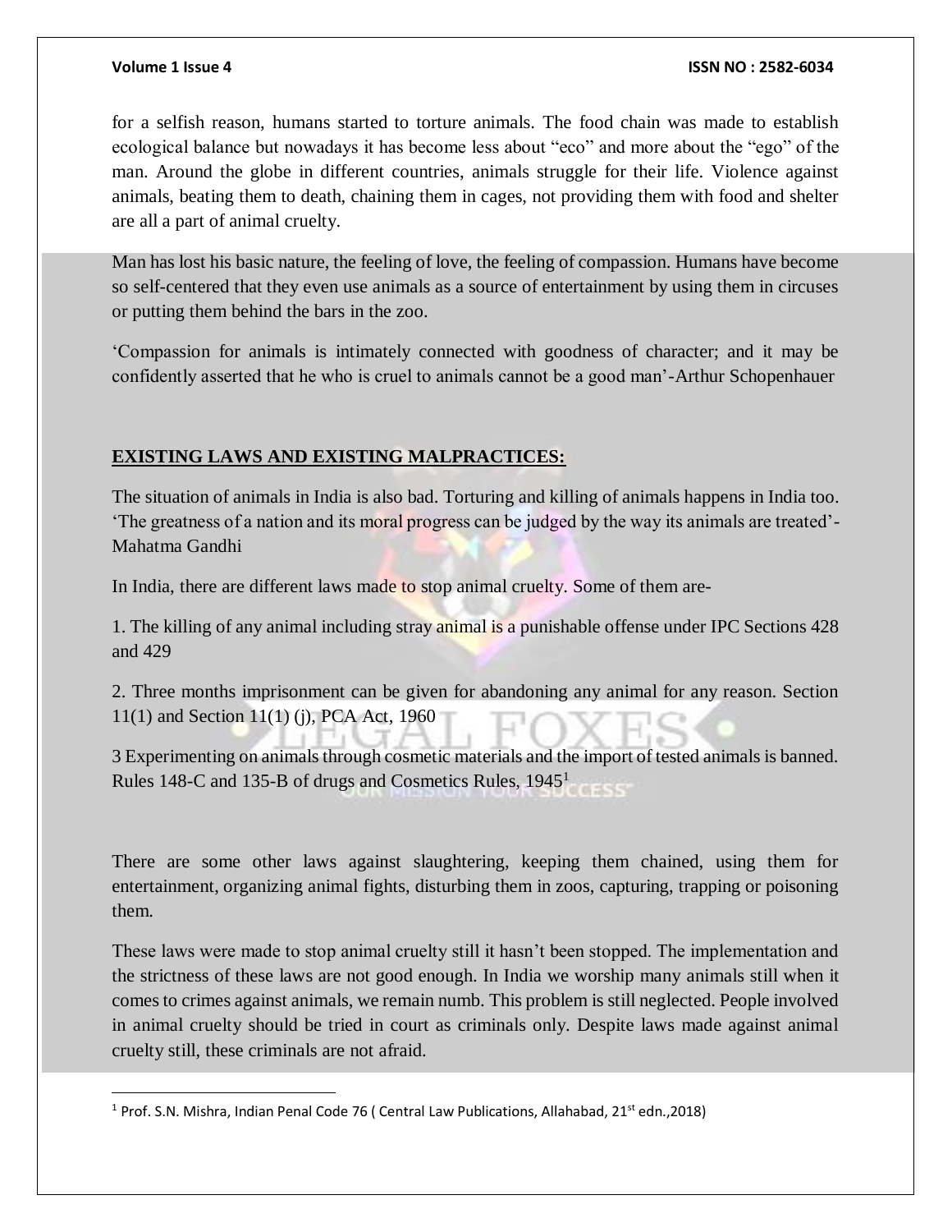for a selfish reason, humans started to torture animals. The food chain was made to establish ecological balance but nowadays it has become less about "eco" and more about the "ego" of the man. Around the globe in different countries, animals struggle for their life. Violence against animals, beating them to death, chaining them in cages, not providing them with food and shelter are all a part of animal cruelty.

Man has lost his basic nature, the feeling of love, the feeling of compassion. Humans have become so self-centered that they even use animals as a source of entertainment by using them in circuses or putting them behind the bars in the zoo.

'Compassion for animals is intimately connected with goodness of character; and it may be confidently asserted that he who is cruel to animals cannot be a good man'-Arthur Schopenhauer

## EXISTING LAWS AND EXISTING MALPRACTICES:

The situation of animals in India is also bad. Torturing and killing of animals happens in India too. 'The greatness of a nation and its moral progress can be judged by the way its animals are treated'-Mahatma Gandhi

In India, there are different laws made to stop animal cruelty. Some of them are-

1. The killing of any animal including stray animal is a punishable offense under IPC Sections 428 and 429

2. Three months imprisonment can be given for abandoning any animal for any reason. Section 11(1) and Section 11(1) (j), PCA Act, 1960

3 Experimenting on animals through cosmetic materials and the import of tested animals is banned. Rules 148-C and 135-B of drugs and Cosmetics Rules, 1945[1]

There are some other laws against slaughtering, keeping them chained, using them for entertainment, organizing animal fights, disturbing them in zoos, capturing, trapping or poisoning them.

These laws were made to stop animal cruelty still it hasn't been stopped. The implementation and the strictness of these laws are not good enough. In India we worship many animals still when it comes to crimes against animals, we remain numb. This problem is still neglected. People involved in animal cruelty should be tried in court as criminals only. Despite laws made against animal cruelty still, these criminals are not afraid.

---

[1] Prof. S.N. Mishra, Indian Penal Code 76 ( Central Law Publications, Allahabad, 21st edn.,2018)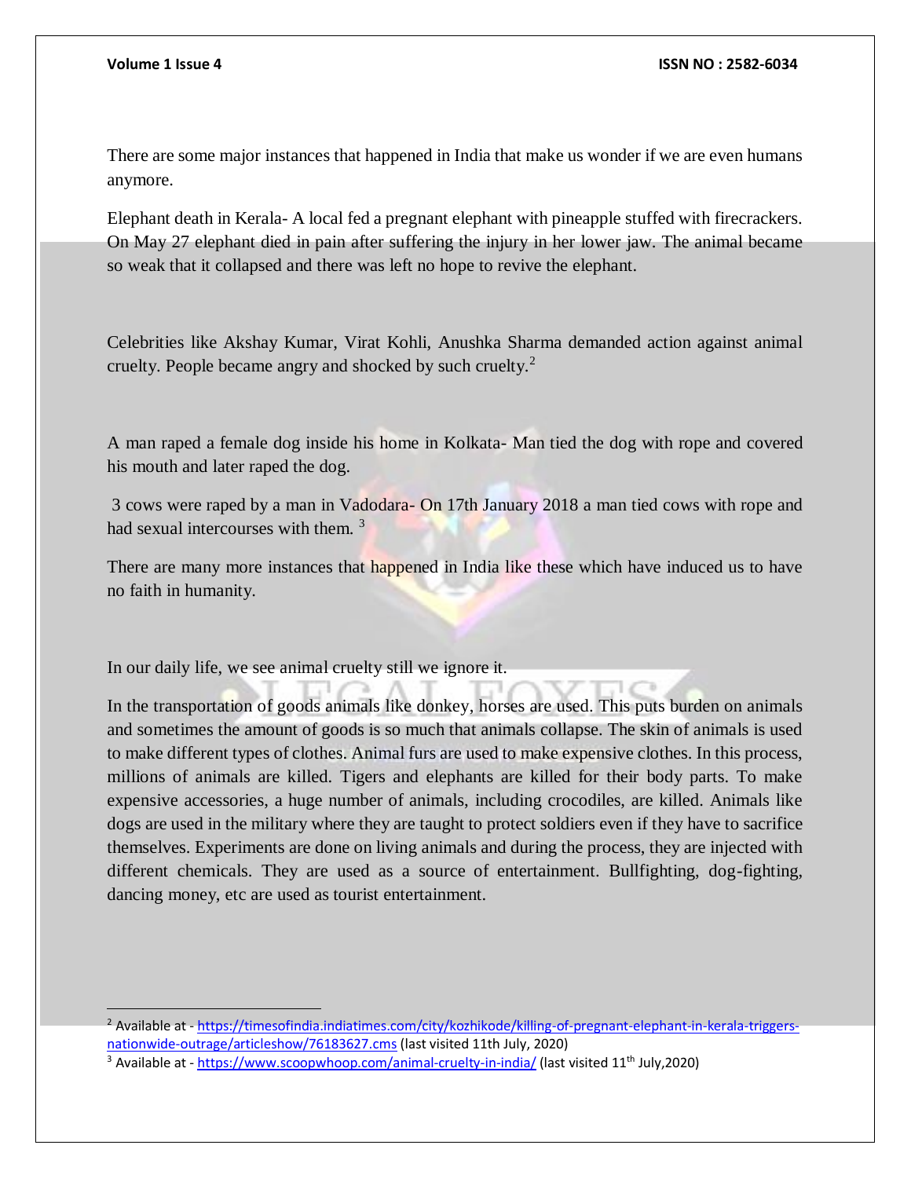There are some major instances that happened in India that make us wonder if we are even humans anymore.

Elephant death in Kerala- A local fed a pregnant elephant with pineapple stuffed with firecrackers. On May 27 elephant died in pain after suffering the injury in her lower jaw. The animal became so weak that it collapsed and there was left no hope to revive the elephant.

Celebrities like Akshay Kumar, Virat Kohli, Anushka Sharma demanded action against animal cruelty. People became angry and shocked by such cruelty.[2]

A man raped a female dog inside his home in Kolkata- Man tied the dog with rope and covered his mouth and later raped the dog.

3 cows were raped by a man in Vadodara- On 17th January 2018 a man tied cows with rope and had sexual intercourses with them. [3]

There are many more instances that happened in India like these which have induced us to have no faith in humanity.

In our daily life, we see animal cruelty still we ignore it.

In the transportation of goods animals like donkey, horses are used. This puts burden on animals and sometimes the amount of goods is so much that animals collapse. The skin of animals is used to make different types of clothes. Animal furs are used to make expensive clothes. In this process, millions of animals are killed. Tigers and elephants are killed for their body parts. To make expensive accessories, a huge number of animals, including crocodiles, are killed. Animals like dogs are used in the military where they are taught to protect soldiers even if they have to sacrifice themselves. Experiments are done on living animals and during the process, they are injected with different chemicals. They are used as a source of entertainment. Bullfighting, dog-fighting, dancing money, etc are used as tourist entertainment.

---

[2] Available at - https://timesofindia.indiatimes.com/city/kozhikode/killing-of-pregnant-elephant-in-kerala-triggers-nationwide-outrage/articleshow/76183627.cms (last visited 11th July, 2020)

[3] Available at - https://www.scoopwhoop.com/animal-cruelty-in-india/ (last visited 11th July,2020)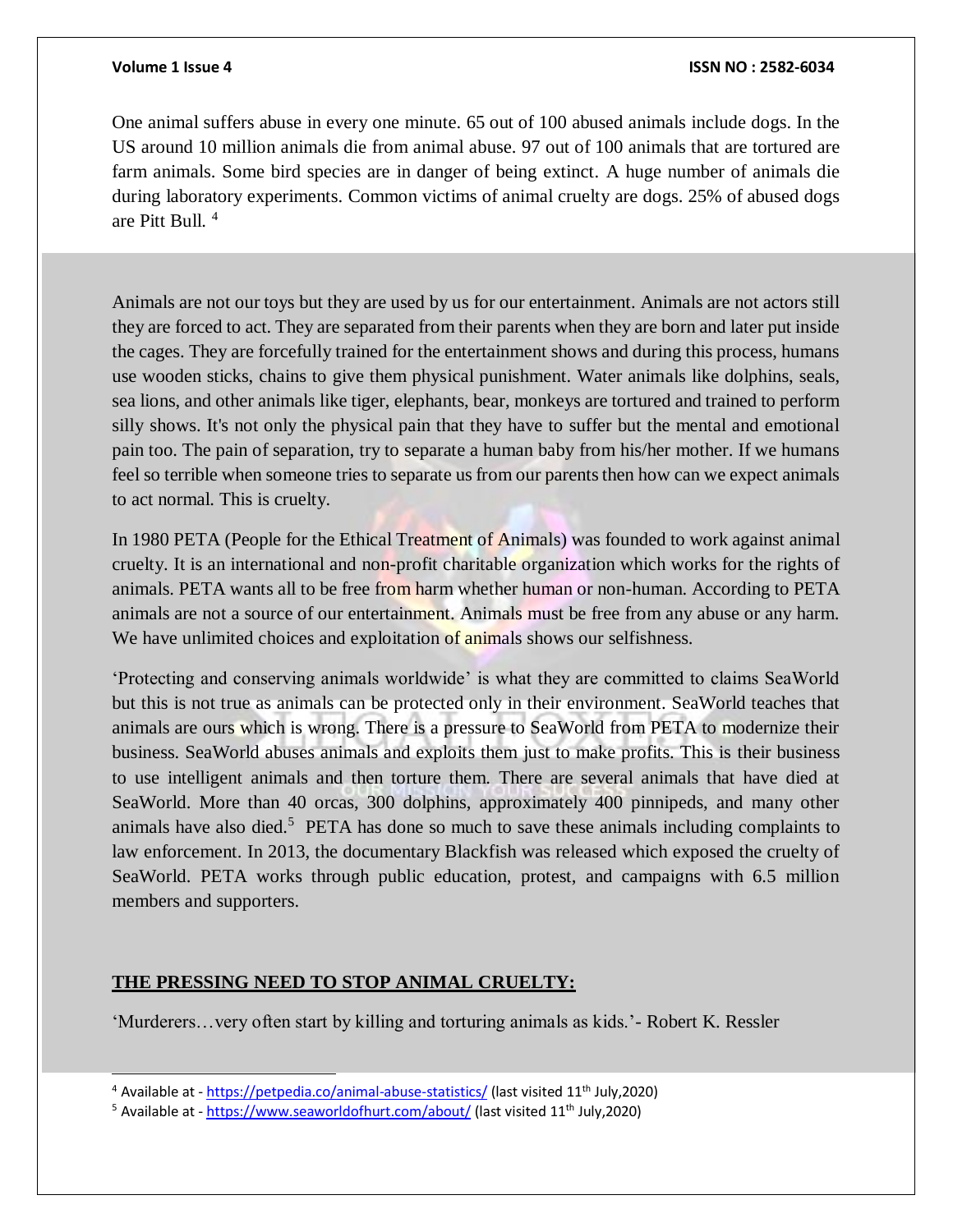One animal suffers abuse in every one minute. 65 out of 100 abused animals include dogs. In the US around 10 million animals die from animal abuse. 97 out of 100 animals that are tortured are farm animals. Some bird species are in danger of being extinct. A huge number of animals die during laboratory experiments. Common victims of animal cruelty are dogs. 25% of abused dogs are Pitt Bull. [4]

Animals are not our toys but they are used by us for our entertainment. Animals are not actors still they are forced to act. They are separated from their parents when they are born and later put inside the cages. They are forcefully trained for the entertainment shows and during this process, humans use wooden sticks, chains to give them physical punishment. Water animals like dolphins, seals, sea lions, and other animals like tiger, elephants, bear, monkeys are tortured and trained to perform silly shows. It's not only the physical pain that they have to suffer but the mental and emotional pain too. The pain of separation, try to separate a human baby from his/her mother. If we humans feel so terrible when someone tries to separate us from our parents then how can we expect animals to act normal. This is cruelty.

In 1980 PETA (People for the Ethical Treatment of Animals) was founded to work against animal cruelty. It is an international and non-profit charitable organization which works for the rights of animals. PETA wants all to be free from harm whether human or non-human. According to PETA animals are not a source of our entertainment. Animals must be free from any abuse or any harm. We have unlimited choices and exploitation of animals shows our selfishness.

'Protecting and conserving animals worldwide' is what they are committed to claims SeaWorld but this is not true as animals can be protected only in their environment. SeaWorld teaches that animals are ours which is wrong. There is a pressure to SeaWorld from PETA to modernize their business. SeaWorld abuses animals and exploits them just to make profits. This is their business to use intelligent animals and then torture them. There are several animals that have died at SeaWorld. More than 40 orcas, 300 dolphins, approximately 400 pinnipeds, and many other animals have also died.[5] PETA has done so much to save these animals including complaints to law enforcement. In 2013, the documentary Blackfish was released which exposed the cruelty of SeaWorld. PETA works through public education, protest, and campaigns with 6.5 million members and supporters.

## THE PRESSING NEED TO STOP ANIMAL CRUELTY:

'Murderers…very often start by killing and torturing animals as kids.'- Robert K. Ressler

---

[4] Available at - https://petpedia.co/animal-abuse-statistics/ (last visited 11th July,2020)

[5] Available at - https://www.seaworldofhurt.com/about/ (last visited 11th July,2020)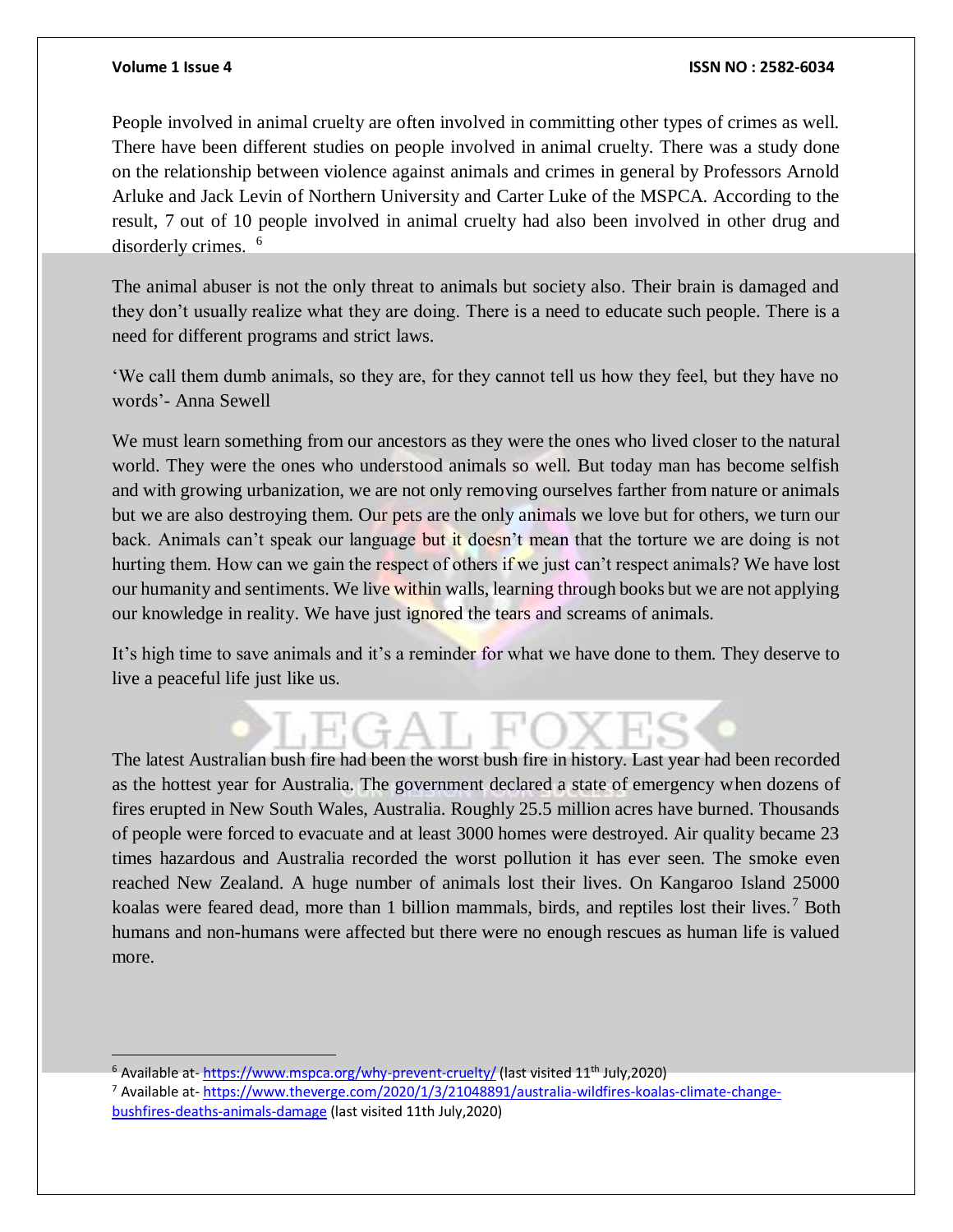People involved in animal cruelty are often involved in committing other types of crimes as well. There have been different studies on people involved in animal cruelty. There was a study done on the relationship between violence against animals and crimes in general by Professors Arnold Arluke and Jack Levin of Northern University and Carter Luke of the MSPCA. According to the result, 7 out of 10 people involved in animal cruelty had also been involved in other drug and disorderly crimes. [6]

The animal abuser is not the only threat to animals but society also. Their brain is damaged and they don't usually realize what they are doing. There is a need to educate such people. There is a need for different programs and strict laws.

'We call them dumb animals, so they are, for they cannot tell us how they feel, but they have no words'- Anna Sewell

We must learn something from our ancestors as they were the ones who lived closer to the natural world. They were the ones who understood animals so well. But today man has become selfish and with growing urbanization, we are not only removing ourselves farther from nature or animals but we are also destroying them. Our pets are the only animals we love but for others, we turn our back. Animals can't speak our language but it doesn't mean that the torture we are doing is not hurting them. How can we gain the respect of others if we just can't respect animals? We have lost our humanity and sentiments. We live within walls, learning through books but we are not applying our knowledge in reality. We have just ignored the tears and screams of animals.

It's high time to save animals and it's a reminder for what we have done to them. They deserve to live a peaceful life just like us.

The latest Australian bush fire had been the worst bush fire in history. Last year had been recorded as the hottest year for Australia. The government declared a state of emergency when dozens of fires erupted in New South Wales, Australia. Roughly 25.5 million acres have burned. Thousands of people were forced to evacuate and at least 3000 homes were destroyed. Air quality became 23 times hazardous and Australia recorded the worst pollution it has ever seen. The smoke even reached New Zealand. A huge number of animals lost their lives. On Kangaroo Island 25000 koalas were feared dead, more than 1 billion mammals, birds, and reptiles lost their lives.[7] Both humans and non-humans were affected but there were no enough rescues as human life is valued more.

---

[6] Available at- https://www.mspca.org/why-prevent-cruelty/ (last visited 11th July,2020)

[7] Available at- https://www.theverge.com/2020/1/3/21048891/australia-wildfires-koalas-climate-change-bushfires-deaths-animals-damage (last visited 11th July,2020)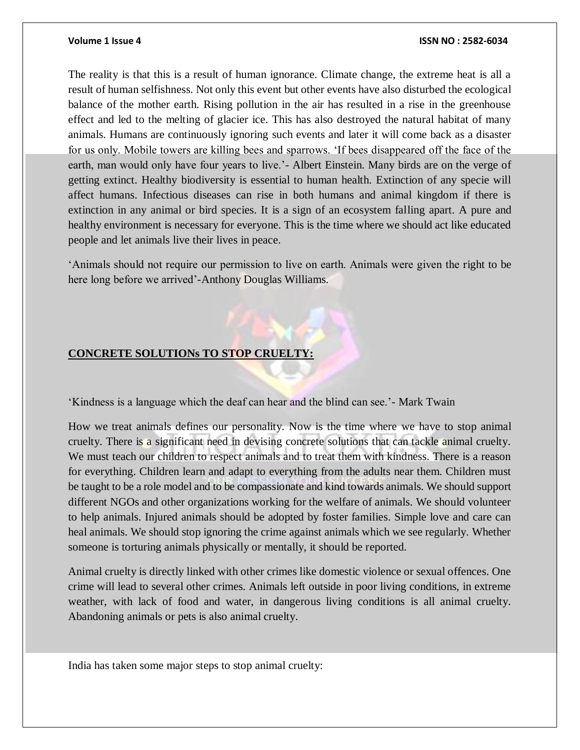The reality is that this is a result of human ignorance. Climate change, the extreme heat is all a result of human selfishness. Not only this event but other events have also disturbed the ecological balance of the mother earth. Rising pollution in the air has resulted in a rise in the greenhouse effect and led to the melting of glacier ice. This has also destroyed the natural habitat of many animals. Humans are continuously ignoring such events and later it will come back as a disaster for us only. Mobile towers are killing bees and sparrows. 'If bees disappeared off the face of the earth, man would only have four years to live.'- Albert Einstein. Many birds are on the verge of getting extinct. Healthy biodiversity is essential to human health. Extinction of any specie will affect humans. Infectious diseases can rise in both humans and animal kingdom if there is extinction in any animal or bird species. It is a sign of an ecosystem falling apart. A pure and healthy environment is necessary for everyone. This is the time where we should act like educated people and let animals live their lives in peace.

'Animals should not require our permission to live on earth. Animals were given the right to be here long before we arrived'-Anthony Douglas Williams.

## CONCRETE SOLUTIONs TO STOP CRUELTY:

'Kindness is a language which the deaf can hear and the blind can see.'- Mark Twain

How we treat animals defines our personality. Now is the time where we have to stop animal cruelty. There is a significant need in devising concrete solutions that can tackle animal cruelty. We must teach our children to respect animals and to treat them with kindness. There is a reason for everything. Children learn and adapt to everything from the adults near them. Children must be taught to be a role model and to be compassionate and kind towards animals. We should support different NGOs and other organizations working for the welfare of animals. We should volunteer to help animals. Injured animals should be adopted by foster families. Simple love and care can heal animals. We should stop ignoring the crime against animals which we see regularly. Whether someone is torturing animals physically or mentally, it should be reported.

Animal cruelty is directly linked with other crimes like domestic violence or sexual offences. One crime will lead to several other crimes. Animals left outside in poor living conditions, in extreme weather, with lack of food and water, in dangerous living conditions is all animal cruelty. Abandoning animals or pets is also animal cruelty.

India has taken some major steps to stop animal cruelty: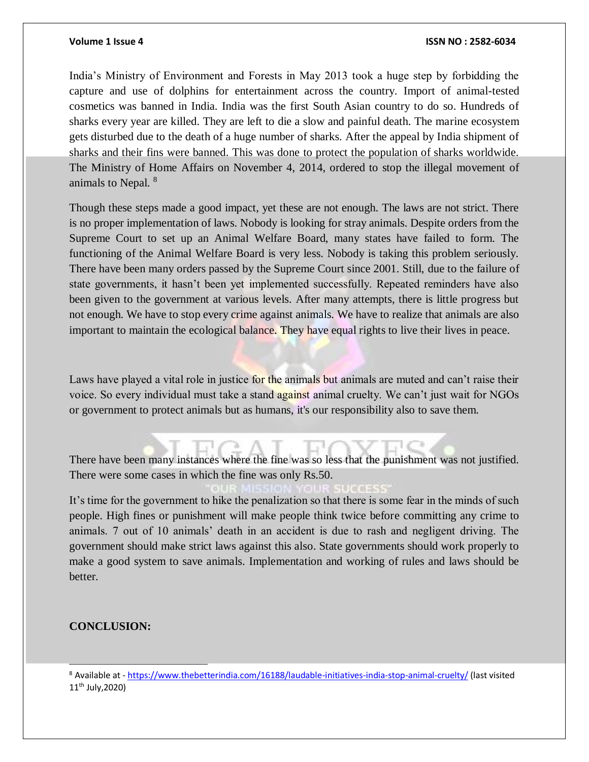India's Ministry of Environment and Forests in May 2013 took a huge step by forbidding the capture and use of dolphins for entertainment across the country. Import of animal-tested cosmetics was banned in India. India was the first South Asian country to do so. Hundreds of sharks every year are killed. They are left to die a slow and painful death. The marine ecosystem gets disturbed due to the death of a huge number of sharks. After the appeal by India shipment of sharks and their fins were banned. This was done to protect the population of sharks worldwide. The Ministry of Home Affairs on November 4, 2014, ordered to stop the illegal movement of animals to Nepal. [8]

Though these steps made a good impact, yet these are not enough. The laws are not strict. There is no proper implementation of laws. Nobody is looking for stray animals. Despite orders from the Supreme Court to set up an Animal Welfare Board, many states have failed to form. The functioning of the Animal Welfare Board is very less. Nobody is taking this problem seriously. There have been many orders passed by the Supreme Court since 2001. Still, due to the failure of state governments, it hasn't been yet implemented successfully. Repeated reminders have also been given to the government at various levels. After many attempts, there is little progress but not enough. We have to stop every crime against animals. We have to realize that animals are also important to maintain the ecological balance. They have equal rights to live their lives in peace.

Laws have played a vital role in justice for the animals but animals are muted and can't raise their voice. So every individual must take a stand against animal cruelty. We can't just wait for NGOs or government to protect animals but as humans, it's our responsibility also to save them.

There have been many instances where the fine was so less that the punishment was not justified. There were some cases in which the fine was only Rs.50.

It's time for the government to hike the penalization so that there is some fear in the minds of such people. High fines or punishment will make people think twice before committing any crime to animals. 7 out of 10 animals' death in an accident is due to rash and negligent driving. The government should make strict laws against this also. State governments should work properly to make a good system to save animals. Implementation and working of rules and laws should be better.

## CONCLUSION:

[8] Available at - https://www.thebetterindia.com/16188/laudable-initiatives-india-stop-animal-cruelty/ (last visited 11th July,2020)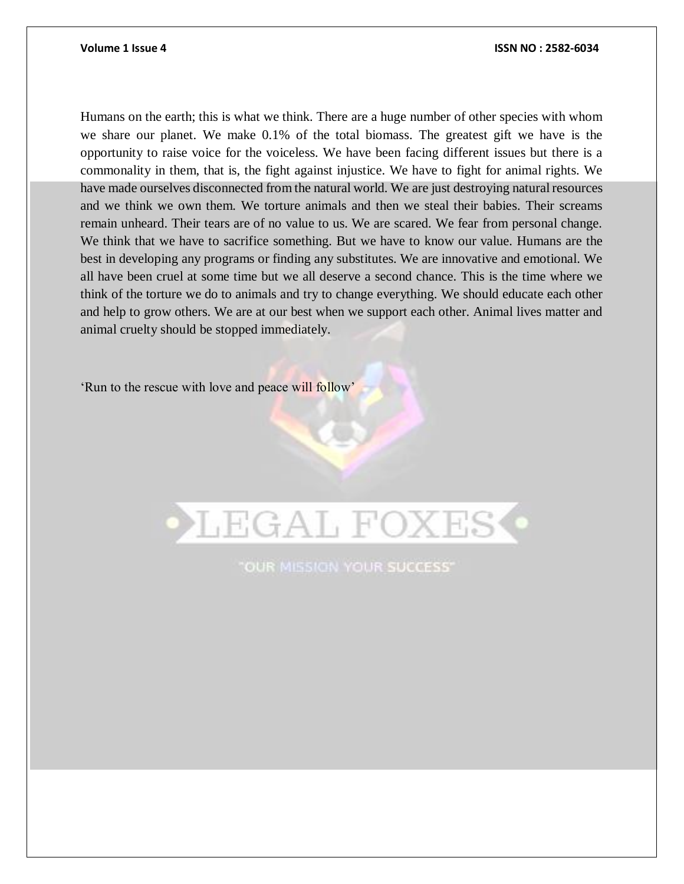Humans on the earth; this is what we think. There are a huge number of other species with whom we share our planet. We make 0.1% of the total biomass. The greatest gift we have is the opportunity to raise voice for the voiceless. We have been facing different issues but there is a commonality in them, that is, the fight against injustice. We have to fight for animal rights. We have made ourselves disconnected from the natural world. We are just destroying natural resources and we think we own them. We torture animals and then we steal their babies. Their screams remain unheard. Their tears are of no value to us. We are scared. We fear from personal change. We think that we have to sacrifice something. But we have to know our value. Humans are the best in developing any programs or finding any substitutes. We are innovative and emotional. We all have been cruel at some time but we all deserve a second chance. This is the time where we think of the torture we do to animals and try to change everything. We should educate each other and help to grow others. We are at our best when we support each other. Animal lives matter and animal cruelty should be stopped immediately.

'Run to the rescue with love and peace will follow'